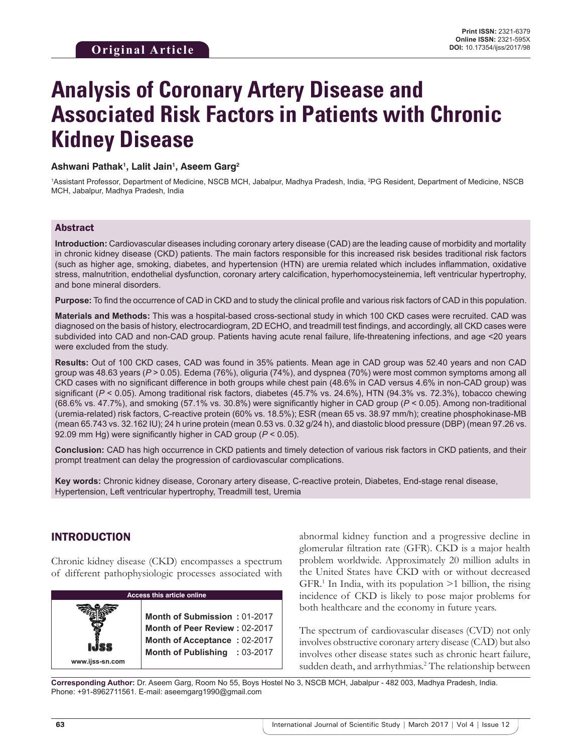Original Article

Print ISSN: 2321-6379
Online ISSN: 2321-595X
DOI: 10.17354/ijss/2017/98

# Analysis of Coronary Artery Disease and Associated Risk Factors in Patients with Chronic Kidney Disease

**Ashwani Pathak[1], Lalit Jain[1], Aseem Garg[2]**

[1]Assistant Professor, Department of Medicine, NSCB MCH, Jabalpur, Madhya Pradesh, India, [2]PG Resident, Department of Medicine, NSCB MCH, Jabalpur, Madhya Pradesh, India

## Abstract

**Introduction:** Cardiovascular diseases including coronary artery disease (CAD) are the leading cause of morbidity and mortality in chronic kidney disease (CKD) patients. The main factors responsible for this increased risk besides traditional risk factors (such as higher age, smoking, diabetes, and hypertension (HTN) are uremia related which includes inflammation, oxidative stress, malnutrition, endothelial dysfunction, coronary artery calcification, hyperhomocysteinemia, left ventricular hypertrophy, and bone mineral disorders.

**Purpose:** To find the occurrence of CAD in CKD and to study the clinical profile and various risk factors of CAD in this population.

**Materials and Methods:** This was a hospital-based cross-sectional study in which 100 CKD cases were recruited. CAD was diagnosed on the basis of history, electrocardiogram, 2D ECHO, and treadmill test findings, and accordingly, all CKD cases were subdivided into CAD and non-CAD group. Patients having acute renal failure, life-threatening infections, and age <20 years were excluded from the study.

**Results:** Out of 100 CKD cases, CAD was found in 35% patients. Mean age in CAD group was 52.40 years and non CAD group was 48.63 years ($P > 0.05$). Edema (76%), oliguria (74%), and dyspnea (70%) were most common symptoms among all CKD cases with no significant difference in both groups while chest pain (48.6% in CAD versus 4.6% in non-CAD group) was significant ($P < 0.05$). Among traditional risk factors, diabetes (45.7% vs. 24.6%), HTN (94.3% vs. 72.3%), tobacco chewing (68.6% vs. 47.7%), and smoking (57.1% vs. 30.8%) were significantly higher in CAD group ($P < 0.05$). Among non-traditional (uremia-related) risk factors, C-reactive protein (60% vs. 18.5%); ESR (mean 65 vs. 38.97 mm/h); creatine phosphokinase-MB (mean 65.743 vs. 32.162 IU); 24 h urine protein (mean 0.53 vs. 0.32 g/24 h), and diastolic blood pressure (DBP) (mean 97.26 vs. 92.09 mm Hg) were significantly higher in CAD group ($P < 0.05$).

**Conclusion:** CAD has high occurrence in CKD patients and timely detection of various risk factors in CKD patients, and their prompt treatment can delay the progression of cardiovascular complications.

**Key words:** Chronic kidney disease, Coronary artery disease, C-reactive protein, Diabetes, End-stage renal disease, Hypertension, Left ventricular hypertrophy, Treadmill test, Uremia

## INTRODUCTION

Chronic kidney disease (CKD) encompasses a spectrum of different pathophysiologic processes associated with abnormal kidney function and a progressive decline in glomerular filtration rate (GFR). CKD is a major health problem worldwide. Approximately 20 million adults in the United States have CKD with or without decreased GFR.[1] In India, with its population >1 billion, the rising incidence of CKD is likely to pose major problems for both healthcare and the economy in future years.

The spectrum of cardiovascular diseases (CVD) not only involves obstructive coronary artery disease (CAD) but also involves other disease states such as chronic heart failure, sudden death, and arrhythmias.[2] The relationship between

| Access this article online | |
|---|---|
| www.ijss-sn.com | Month of Submission : 01-2017<br>Month of Peer Review : 02-2017<br>Month of Acceptance : 02-2017<br>Month of Publishing : 03-2017 |

**Corresponding Author:** Dr. Aseem Garg, Room No 55, Boys Hostel No 3, NSCB MCH, Jabalpur - 482 003, Madhya Pradesh, India. Phone: +91-8962711561. E-mail: aseemgarg1990@gmail.com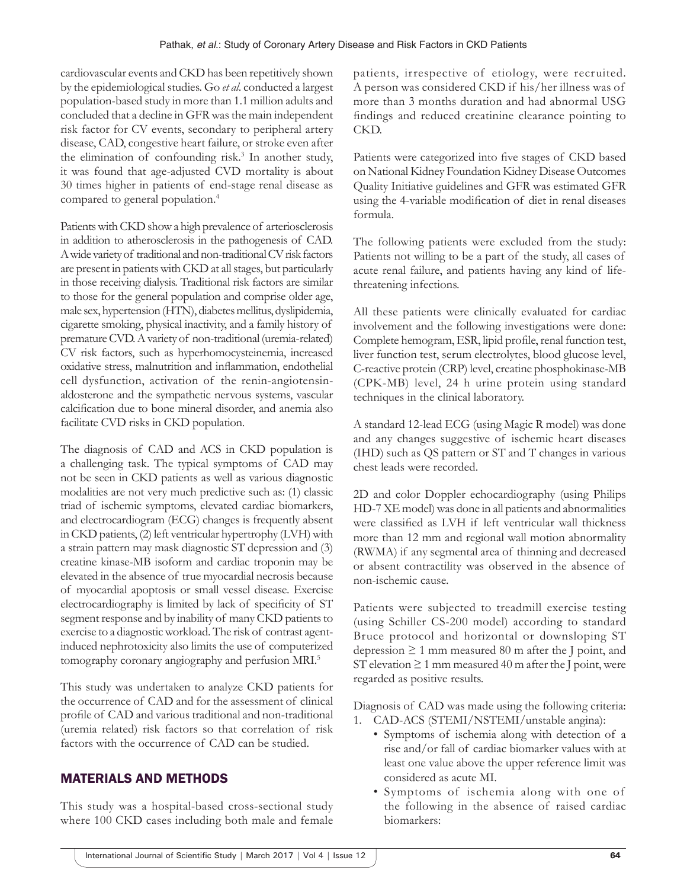cardiovascular events and CKD has been repetitively shown by the epidemiological studies. Go *et al*. conducted a largest population-based study in more than 1.1 million adults and concluded that a decline in GFR was the main independent risk factor for CV events, secondary to peripheral artery disease, CAD, congestive heart failure, or stroke even after the elimination of confounding risk.[3] In another study, it was found that age-adjusted CVD mortality is about 30 times higher in patients of end-stage renal disease as compared to general population.[4]

Patients with CKD show a high prevalence of arteriosclerosis in addition to atherosclerosis in the pathogenesis of CAD. A wide variety of traditional and non-traditional CV risk factors are present in patients with CKD at all stages, but particularly in those receiving dialysis. Traditional risk factors are similar to those for the general population and comprise older age, male sex, hypertension (HTN), diabetes mellitus, dyslipidemia, cigarette smoking, physical inactivity, and a family history of premature CVD. A variety of non-traditional (uremia-related) CV risk factors, such as hyperhomocysteinemia, increased oxidative stress, malnutrition and inflammation, endothelial cell dysfunction, activation of the renin-angiotensin-aldosterone and the sympathetic nervous systems, vascular calcification due to bone mineral disorder, and anemia also facilitate CVD risks in CKD population.

The diagnosis of CAD and ACS in CKD population is a challenging task. The typical symptoms of CAD may not be seen in CKD patients as well as various diagnostic modalities are not very much predictive such as: (1) classic triad of ischemic symptoms, elevated cardiac biomarkers, and electrocardiogram (ECG) changes is frequently absent in CKD patients, (2) left ventricular hypertrophy (LVH) with a strain pattern may mask diagnostic ST depression and (3) creatine kinase-MB isoform and cardiac troponin may be elevated in the absence of true myocardial necrosis because of myocardial apoptosis or small vessel disease. Exercise electrocardiography is limited by lack of specificity of ST segment response and by inability of many CKD patients to exercise to a diagnostic workload. The risk of contrast agent-induced nephrotoxicity also limits the use of computerized tomography coronary angiography and perfusion MRI.[5]

This study was undertaken to analyze CKD patients for the occurrence of CAD and for the assessment of clinical profile of CAD and various traditional and non-traditional (uremia related) risk factors so that correlation of risk factors with the occurrence of CAD can be studied.

## MATERIALS AND METHODS

This study was a hospital-based cross-sectional study where 100 CKD cases including both male and female patients, irrespective of etiology, were recruited. A person was considered CKD if his/her illness was of more than 3 months duration and had abnormal USG findings and reduced creatinine clearance pointing to CKD.

Patients were categorized into five stages of CKD based on National Kidney Foundation Kidney Disease Outcomes Quality Initiative guidelines and GFR was estimated GFR using the 4-variable modification of diet in renal diseases formula.

The following patients were excluded from the study: Patients not willing to be a part of the study, all cases of acute renal failure, and patients having any kind of life-threatening infections.

All these patients were clinically evaluated for cardiac involvement and the following investigations were done: Complete hemogram, ESR, lipid profile, renal function test, liver function test, serum electrolytes, blood glucose level, C-reactive protein (CRP) level, creatine phosphokinase-MB (CPK-MB) level, 24 h urine protein using standard techniques in the clinical laboratory.

A standard 12-lead ECG (using Magic R model) was done and any changes suggestive of ischemic heart diseases (IHD) such as QS pattern or ST and T changes in various chest leads were recorded.

2D and color Doppler echocardiography (using Philips HD-7 XE model) was done in all patients and abnormalities were classified as LVH if left ventricular wall thickness more than 12 mm and regional wall motion abnormality (RWMA) if any segmental area of thinning and decreased or absent contractility was observed in the absence of non-ischemic cause.

Patients were subjected to treadmill exercise testing (using Schiller CS-200 model) according to standard Bruce protocol and horizontal or downsloping ST depression $\geq$ 1 mm measured 80 m after the J point, and ST elevation $\geq$ 1 mm measured 40 m after the J point, were regarded as positive results.

Diagnosis of CAD was made using the following criteria:

1. CAD-ACS (STEMI/NSTEMI/unstable angina):
   - Symptoms of ischemia along with detection of a rise and/or fall of cardiac biomarker values with at least one value above the upper reference limit was considered as acute MI.
   - Symptoms of ischemia along with one of the following in the absence of raised cardiac biomarkers: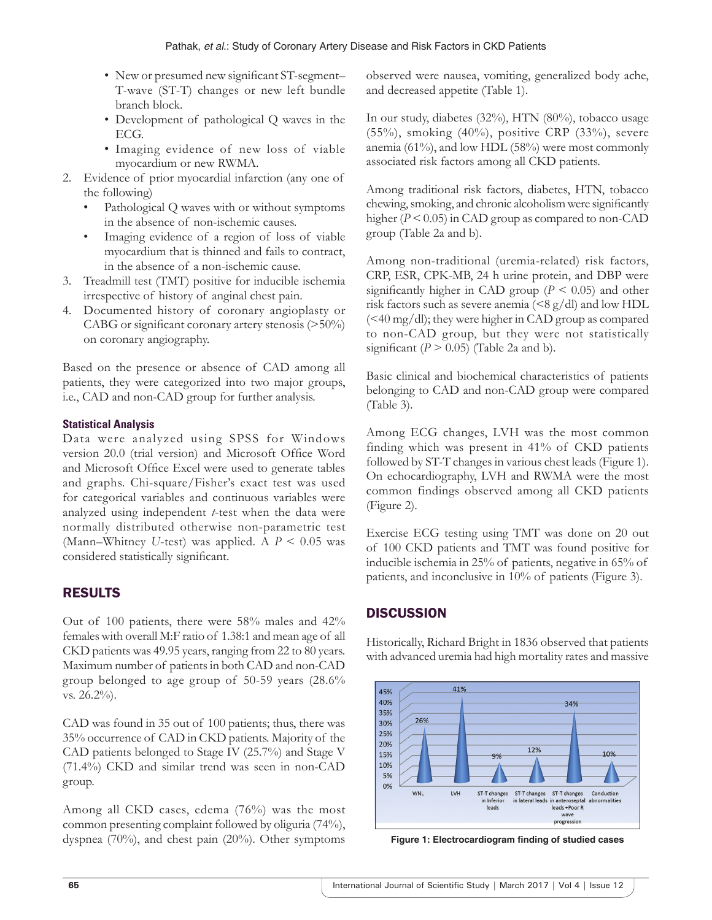- New or presumed new significant ST-segment–T-wave (ST-T) changes or new left bundle branch block.
- Development of pathological Q waves in the ECG.
- Imaging evidence of new loss of viable myocardium or new RWMA.

2. Evidence of prior myocardial infarction (any one of the following)
   - Pathological Q waves with or without symptoms in the absence of non-ischemic causes.
   - Imaging evidence of a region of loss of viable myocardium that is thinned and fails to contract, in the absence of a non-ischemic cause.
3. Treadmill test (TMT) positive for inducible ischemia irrespective of history of anginal chest pain.
4. Documented history of coronary angioplasty or CABG or significant coronary artery stenosis (>50%) on coronary angiography.

Based on the presence or absence of CAD among all patients, they were categorized into two major groups, i.e., CAD and non-CAD group for further analysis.

#### Statistical Analysis

Data were analyzed using SPSS for Windows version 20.0 (trial version) and Microsoft Office Word and Microsoft Office Excel were used to generate tables and graphs. Chi-square/Fisher's exact test was used for categorical variables and continuous variables were analyzed using independent *t*-test when the data were normally distributed otherwise non-parametric test (Mann–Whitney *U*-test) was applied. A $P < 0.05$ was considered statistically significant.

## RESULTS

Out of 100 patients, there were 58% males and 42% females with overall M:F ratio of 1.38:1 and mean age of all CKD patients was 49.95 years, ranging from 22 to 80 years. Maximum number of patients in both CAD and non-CAD group belonged to age group of 50-59 years (28.6% vs. 26.2%).

CAD was found in 35 out of 100 patients; thus, there was 35% occurrence of CAD in CKD patients. Majority of the CAD patients belonged to Stage IV (25.7%) and Stage V (71.4%) CKD and similar trend was seen in non-CAD group.

Among all CKD cases, edema (76%) was the most common presenting complaint followed by oliguria (74%), dyspnea (70%), and chest pain (20%). Other symptoms observed were nausea, vomiting, generalized body ache, and decreased appetite (Table 1).

In our study, diabetes (32%), HTN (80%), tobacco usage (55%), smoking (40%), positive CRP (33%), severe anemia (61%), and low HDL (58%) were most commonly associated risk factors among all CKD patients.

Among traditional risk factors, diabetes, HTN, tobacco chewing, smoking, and chronic alcoholism were significantly higher ($P < 0.05$) in CAD group as compared to non-CAD group (Table 2a and b).

Among non-traditional (uremia-related) risk factors, CRP, ESR, CPK-MB, 24 h urine protein, and DBP were significantly higher in CAD group ($P < 0.05$) and other risk factors such as severe anemia (<8 g/dl) and low HDL (<40 mg/dl); they were higher in CAD group as compared to non-CAD group, but they were not statistically significant ($P > 0.05$) (Table 2a and b).

Basic clinical and biochemical characteristics of patients belonging to CAD and non-CAD group were compared (Table 3).

Among ECG changes, LVH was the most common finding which was present in 41% of CKD patients followed by ST-T changes in various chest leads (Figure 1). On echocardiography, LVH and RWMA were the most common findings observed among all CKD patients (Figure 2).

Exercise ECG testing using TMT was done on 20 out of 100 CKD patients and TMT was found positive for inducible ischemia in 25% of patients, negative in 65% of patients, and inconclusive in 10% of patients (Figure 3).

## DISCUSSION

Historically, Richard Bright in 1836 observed that patients with advanced uremia had high mortality rates and massive

**Figure 1: Electrocardiogram finding of studied cases**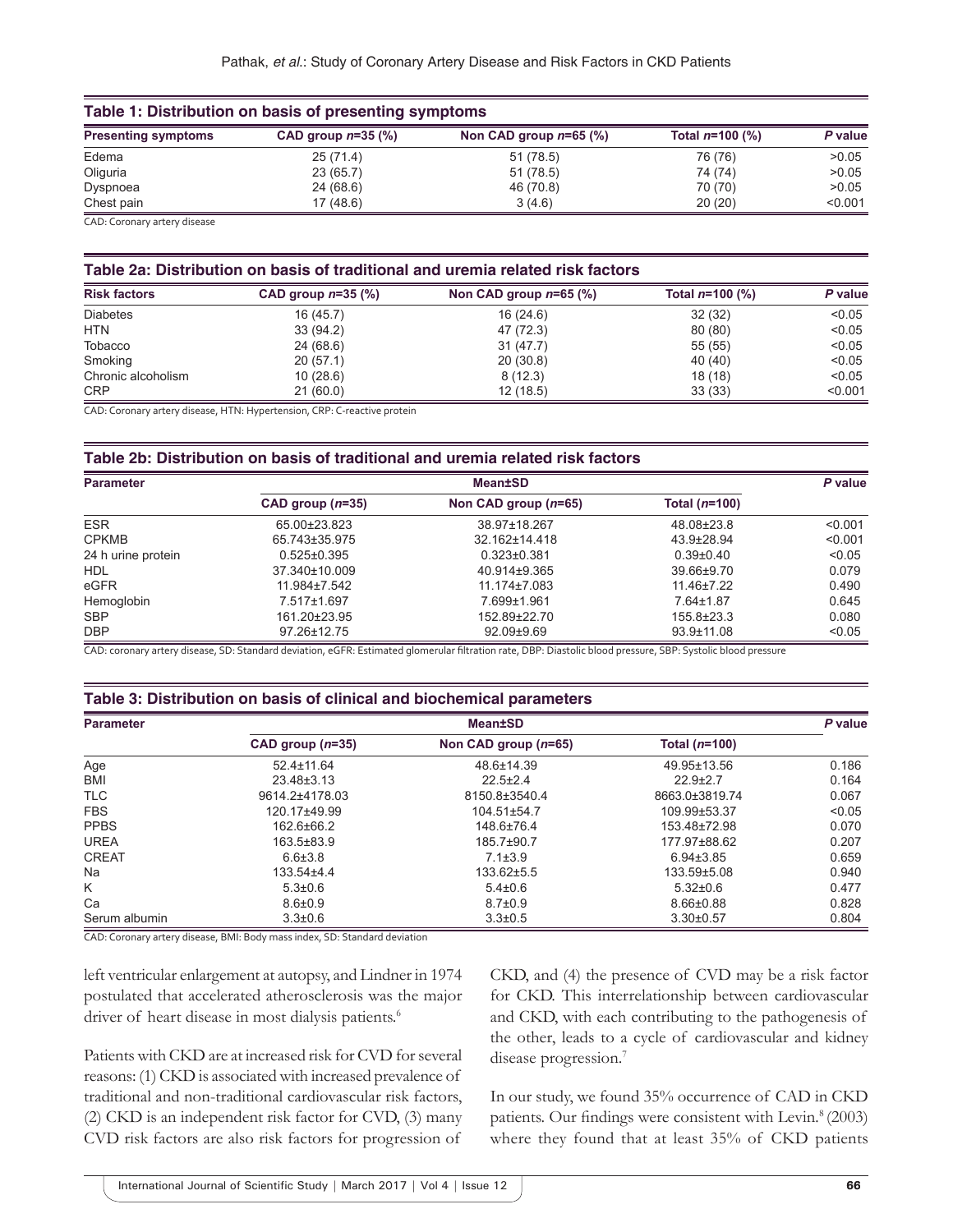**Table 1: Distribution on basis of presenting symptoms**

| Presenting symptoms | CAD group *n*=35 (%) | Non CAD group *n*=65 (%) | Total *n*=100 (%) | *P* value |
|---|---|---|---|---|
| Edema | 25 (71.4) | 51 (78.5) | 76 (76) | >0.05 |
| Oliguria | 23 (65.7) | 51 (78.5) | 74 (74) | >0.05 |
| Dyspnoea | 24 (68.6) | 46 (70.8) | 70 (70) | >0.05 |
| Chest pain | 17 (48.6) | 3 (4.6) | 20 (20) | <0.001 |

CAD: Coronary artery disease

**Table 2a: Distribution on basis of traditional and uremia related risk factors**

| Risk factors | CAD group *n*=35 (%) | Non CAD group *n*=65 (%) | Total *n*=100 (%) | *P* value |
|---|---|---|---|---|
| Diabetes | 16 (45.7) | 16 (24.6) | 32 (32) | <0.05 |
| HTN | 33 (94.2) | 47 (72.3) | 80 (80) | <0.05 |
| Tobacco | 24 (68.6) | 31 (47.7) | 55 (55) | <0.05 |
| Smoking | 20 (57.1) | 20 (30.8) | 40 (40) | <0.05 |
| Chronic alcoholism | 10 (28.6) | 8 (12.3) | 18 (18) | <0.05 |
| CRP | 21 (60.0) | 12 (18.5) | 33 (33) | <0.001 |

CAD: Coronary artery disease, HTN: Hypertension, CRP: C-reactive protein

**Table 2b: Distribution on basis of traditional and uremia related risk factors**

| Parameter | Mean±SD | | | *P* value |
|---|---|---|---|---|
| | CAD group (*n*=35) | Non CAD group (*n*=65) | Total (*n*=100) | |
| ESR | 65.00±23.823 | 38.97±18.267 | 48.08±23.8 | <0.001 |
| CPKMB | 65.743±35.975 | 32.162±14.418 | 43.9±28.94 | <0.001 |
| 24 h urine protein | 0.525±0.395 | 0.323±0.381 | 0.39±0.40 | <0.05 |
| HDL | 37.340±10.009 | 40.914±9.365 | 39.66±9.70 | 0.079 |
| eGFR | 11.984±7.542 | 11.174±7.083 | 11.46±7.22 | 0.490 |
| Hemoglobin | 7.517±1.697 | 7.699±1.961 | 7.64±1.87 | 0.645 |
| SBP | 161.20±23.95 | 152.89±22.70 | 155.8±23.3 | 0.080 |
| DBP | 97.26±12.75 | 92.09±9.69 | 93.9±11.08 | <0.05 |

CAD: coronary artery disease, SD: Standard deviation, eGFR: Estimated glomerular filtration rate, DBP: Diastolic blood pressure, SBP: Systolic blood pressure

**Table 3: Distribution on basis of clinical and biochemical parameters**

| Parameter | Mean±SD | | | *P* value |
|---|---|---|---|---|
| | CAD group (*n*=35) | Non CAD group (*n*=65) | Total (*n*=100) | |
| Age | 52.4±11.64 | 48.6±14.39 | 49.95±13.56 | 0.186 |
| BMI | 23.48±3.13 | 22.5±2.4 | 22.9±2.7 | 0.164 |
| TLC | 9614.2±4178.03 | 8150.8±3540.4 | 8663.0±3819.74 | 0.067 |
| FBS | 120.17±49.99 | 104.51±54.7 | 109.99±53.37 | <0.05 |
| PPBS | 162.6±66.2 | 148.6±76.4 | 153.48±72.98 | 0.070 |
| UREA | 163.5±83.9 | 185.7±90.7 | 177.97±88.62 | 0.207 |
| CREAT | 6.6±3.8 | 7.1±3.9 | 6.94±3.85 | 0.659 |
| Na | 133.54±4.4 | 133.62±5.5 | 133.59±5.08 | 0.940 |
| K | 5.3±0.6 | 5.4±0.6 | 5.32±0.6 | 0.477 |
| Ca | 8.6±0.9 | 8.7±0.9 | 8.66±0.88 | 0.828 |
| Serum albumin | 3.3±0.6 | 3.3±0.5 | 3.30±0.57 | 0.804 |

CAD: Coronary artery disease, BMI: Body mass index, SD: Standard deviation

left ventricular enlargement at autopsy, and Lindner in 1974 postulated that accelerated atherosclerosis was the major driver of heart disease in most dialysis patients.[6]

Patients with CKD are at increased risk for CVD for several reasons: (1) CKD is associated with increased prevalence of traditional and non-traditional cardiovascular risk factors, (2) CKD is an independent risk factor for CVD, (3) many CVD risk factors are also risk factors for progression of CKD, and (4) the presence of CVD may be a risk factor for CKD. This interrelationship between cardiovascular and CKD, with each contributing to the pathogenesis of the other, leads to a cycle of cardiovascular and kidney disease progression.[7]

In our study, we found 35% occurrence of CAD in CKD patients. Our findings were consistent with Levin.[8] (2003) where they found that at least 35% of CKD patients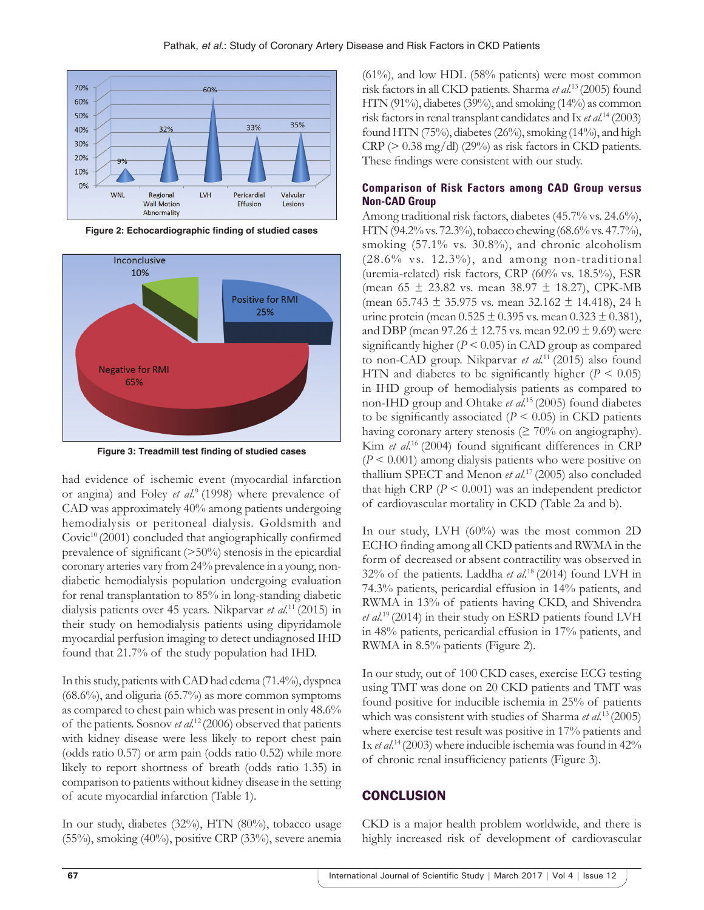Figure 2: Echocardiographic finding of studied cases

Figure 3: Treadmill test finding of studied cases

had evidence of ischemic event (myocardial infarction or angina) and Foley *et al.*[9] (1998) where prevalence of CAD was approximately 40% among patients undergoing hemodialysis or peritoneal dialysis. Goldsmith and Covic[10] (2001) concluded that angiographically confirmed prevalence of significant (>50%) stenosis in the epicardial coronary arteries vary from 24% prevalence in a young, non-diabetic hemodialysis population undergoing evaluation for renal transplantation to 85% in long-standing diabetic dialysis patients over 45 years. Nikparvar *et al.*[11] (2015) in their study on hemodialysis patients using dipyridamole myocardial perfusion imaging to detect undiagnosed IHD found that 21.7% of the study population had IHD.

In this study, patients with CAD had edema (71.4%), dyspnea (68.6%), and oliguria (65.7%) as more common symptoms as compared to chest pain which was present in only 48.6% of the patients. Sosnov *et al.*[12] (2006) observed that patients with kidney disease were less likely to report chest pain (odds ratio 0.57) or arm pain (odds ratio 0.52) while more likely to report shortness of breath (odds ratio 1.35) in comparison to patients without kidney disease in the setting of acute myocardial infarction (Table 1).

In our study, diabetes (32%), HTN (80%), tobacco usage (55%), smoking (40%), positive CRP (33%), severe anemia (61%), and low HDL (58% patients) were most common risk factors in all CKD patients. Sharma *et al.*[13] (2005) found HTN (91%), diabetes (39%), and smoking (14%) as common risk factors in renal transplant candidates and Ix *et al.*[14] (2003) found HTN (75%), diabetes (26%), smoking (14%), and high CRP (> 0.38 mg/dl) (29%) as risk factors in CKD patients. These findings were consistent with our study.

### Comparison of Risk Factors among CAD Group versus Non-CAD Group

Among traditional risk factors, diabetes (45.7% vs. 24.6%), HTN (94.2% vs. 72.3%), tobacco chewing (68.6% vs. 47.7%), smoking (57.1% vs. 30.8%), and chronic alcoholism (28.6% vs. 12.3%), and among non-traditional (uremia-related) risk factors, CRP (60% vs. 18.5%), ESR (mean 65 ± 23.82 vs. mean 38.97 ± 18.27), CPK-MB (mean 65.743 ± 35.975 vs. mean 32.162 ± 14.418), 24 h urine protein (mean 0.525 ± 0.395 vs. mean 0.323 ± 0.381), and DBP (mean 97.26 ± 12.75 vs. mean 92.09 ± 9.69) were significantly higher ($P < 0.05$) in CAD group as compared to non-CAD group. Nikparvar *et al.*[11] (2015) also found HTN and diabetes to be significantly higher ($P < 0.05$) in IHD group of hemodialysis patients as compared to non-IHD group and Ohtake *et al.*[15] (2005) found diabetes to be significantly associated ($P < 0.05$) in CKD patients having coronary artery stenosis (≥ 70% on angiography). Kim *et al.*[16] (2004) found significant differences in CRP ($P < 0.001$) among dialysis patients who were positive on thallium SPECT and Menon *et al.*[17] (2005) also concluded that high CRP ($P < 0.001$) was an independent predictor of cardiovascular mortality in CKD (Table 2a and b).

In our study, LVH (60%) was the most common 2D ECHO finding among all CKD patients and RWMA in the form of decreased or absent contractility was observed in 32% of the patients. Laddha *et al.*[18] (2014) found LVH in 74.3% patients, pericardial effusion in 14% patients, and RWMA in 13% of patients having CKD, and Shivendra *et al.*[19] (2014) in their study on ESRD patients found LVH in 48% patients, pericardial effusion in 17% patients, and RWMA in 8.5% patients (Figure 2).

In our study, out of 100 CKD cases, exercise ECG testing using TMT was done on 20 CKD patients and TMT was found positive for inducible ischemia in 25% of patients which was consistent with studies of Sharma *et al.*[13] (2005) where exercise test result was positive in 17% patients and Ix *et al.*[14] (2003) where inducible ischemia was found in 42% of chronic renal insufficiency patients (Figure 3).

## CONCLUSION

CKD is a major health problem worldwide, and there is highly increased risk of development of cardiovascular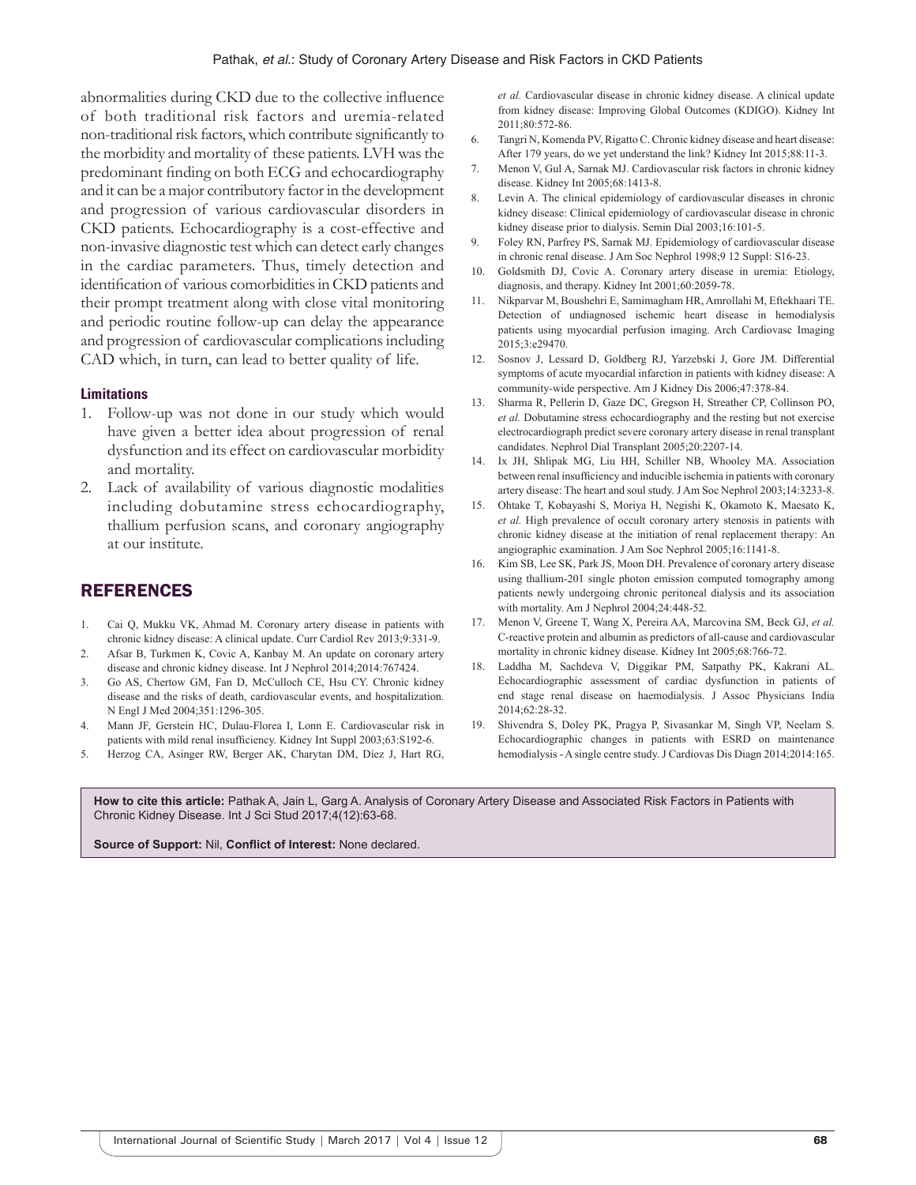abnormalities during CKD due to the collective influence of both traditional risk factors and uremia-related non-traditional risk factors, which contribute significantly to the morbidity and mortality of these patients. LVH was the predominant finding on both ECG and echocardiography and it can be a major contributory factor in the development and progression of various cardiovascular disorders in CKD patients. Echocardiography is a cost-effective and non-invasive diagnostic test which can detect early changes in the cardiac parameters. Thus, timely detection and identification of various comorbidities in CKD patients and their prompt treatment along with close vital monitoring and periodic routine follow-up can delay the appearance and progression of cardiovascular complications including CAD which, in turn, can lead to better quality of life.

### Limitations

1. Follow-up was not done in our study which would have given a better idea about progression of renal dysfunction and its effect on cardiovascular morbidity and mortality.
2. Lack of availability of various diagnostic modalities including dobutamine stress echocardiography, thallium perfusion scans, and coronary angiography at our institute.

## REFERENCES

1. Cai Q, Mukku VK, Ahmad M. Coronary artery disease in patients with chronic kidney disease: A clinical update. Curr Cardiol Rev 2013;9:331-9.
2. Afsar B, Turkmen K, Covic A, Kanbay M. An update on coronary artery disease and chronic kidney disease. Int J Nephrol 2014;2014:767424.
3. Go AS, Chertow GM, Fan D, McCulloch CE, Hsu CY. Chronic kidney disease and the risks of death, cardiovascular events, and hospitalization. N Engl J Med 2004;351:1296-305.
4. Mann JF, Gerstein HC, Dulau-Florea I, Lonn E. Cardiovascular risk in patients with mild renal insufficiency. Kidney Int Suppl 2003;63:S192-6.
5. Herzog CA, Asinger RW, Berger AK, Charytan DM, Díez J, Hart RG, *et al.* Cardiovascular disease in chronic kidney disease. A clinical update from kidney disease: Improving Global Outcomes (KDIGO). Kidney Int 2011;80:572-86.
6. Tangri N, Komenda PV, Rigatto C. Chronic kidney disease and heart disease: After 179 years, do we yet understand the link? Kidney Int 2015;88:11-3.
7. Menon V, Gul A, Sarnak MJ. Cardiovascular risk factors in chronic kidney disease. Kidney Int 2005;68:1413-8.
8. Levin A. The clinical epidemiology of cardiovascular diseases in chronic kidney disease: Clinical epidemiology of cardiovascular disease in chronic kidney disease prior to dialysis. Semin Dial 2003;16:101-5.
9. Foley RN, Parfrey PS, Sarnak MJ. Epidemiology of cardiovascular disease in chronic renal disease. J Am Soc Nephrol 1998;9 12 Suppl: S16-23.
10. Goldsmith DJ, Covic A. Coronary artery disease in uremia: Etiology, diagnosis, and therapy. Kidney Int 2001;60:2059-78.
11. Nikparvar M, Boushehri E, Samimagham HR, Amrollahi M, Eftekhaari TE. Detection of undiagnosed ischemic heart disease in hemodialysis patients using myocardial perfusion imaging. Arch Cardiovasc Imaging 2015;3:e29470.
12. Sosnov J, Lessard D, Goldberg RJ, Yarzebski J, Gore JM. Differential symptoms of acute myocardial infarction in patients with kidney disease: A community-wide perspective. Am J Kidney Dis 2006;47:378-84.
13. Sharma R, Pellerin D, Gaze DC, Gregson H, Streather CP, Collinson PO, *et al.* Dobutamine stress echocardiography and the resting but not exercise electrocardiograph predict severe coronary artery disease in renal transplant candidates. Nephrol Dial Transplant 2005;20:2207-14.
14. Ix JH, Shlipak MG, Liu HH, Schiller NB, Whooley MA. Association between renal insufficiency and inducible ischemia in patients with coronary artery disease: The heart and soul study. J Am Soc Nephrol 2003;14:3233-8.
15. Ohtake T, Kobayashi S, Moriya H, Negishi K, Okamoto K, Maesato K, *et al.* High prevalence of occult coronary artery stenosis in patients with chronic kidney disease at the initiation of renal replacement therapy: An angiographic examination. J Am Soc Nephrol 2005;16:1141-8.
16. Kim SB, Lee SK, Park JS, Moon DH. Prevalence of coronary artery disease using thallium-201 single photon emission computed tomography among patients newly undergoing chronic peritoneal dialysis and its association with mortality. Am J Nephrol 2004;24:448-52.
17. Menon V, Greene T, Wang X, Pereira AA, Marcovina SM, Beck GJ, *et al.* C-reactive protein and albumin as predictors of all-cause and cardiovascular mortality in chronic kidney disease. Kidney Int 2005;68:766-72.
18. Laddha M, Sachdeva V, Diggikar PM, Satpathy PK, Kakrani AL. Echocardiographic assessment of cardiac dysfunction in patients of end stage renal disease on haemodialysis. J Assoc Physicians India 2014;62:28-32.
19. Shivendra S, Doley PK, Pragya P, Sivasankar M, Singh VP, Neelam S. Echocardiographic changes in patients with ESRD on maintenance hemodialysis - A single centre study. J Cardiovas Dis Diagn 2014;2014:165.

**How to cite this article:** Pathak A, Jain L, Garg A. Analysis of Coronary Artery Disease and Associated Risk Factors in Patients with Chronic Kidney Disease. Int J Sci Stud 2017;4(12):63-68.

**Source of Support:** Nil, **Conflict of Interest:** None declared.